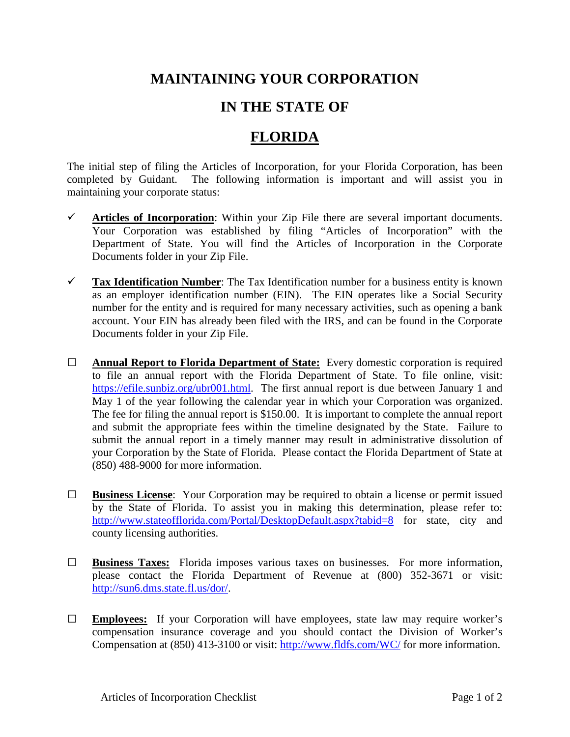# MAINTAINING YOUR CORPORATION

# IN THE STATE OF

# FLORIDA

The initial step of filing the Articles of Incorporation, for your Florida Corporation, has been completed by Guidant. The following information is important and will assist you in maintaining your corporate status:

- ✓ **Articles of Incorporation**: Within your Zip File there are several important documents. Your Corporation was established by filing "Articles of Incorporation" with the Department of State. You will find the Articles of Incorporation in the Corporate Documents folder in your Zip File.

- ✓ **Tax Identification Number**: The Tax Identification number for a business entity is known as an employer identification number (EIN). The EIN operates like a Social Security number for the entity and is required for many necessary activities, such as opening a bank account. Your EIN has already been filed with the IRS, and can be found in the Corporate Documents folder in your Zip File.

- ☐ **Annual Report to Florida Department of State:** Every domestic corporation is required to file an annual report with the Florida Department of State. To file online, visit: https://efile.sunbiz.org/ubr001.html. The first annual report is due between January 1 and May 1 of the year following the calendar year in which your Corporation was organized. The fee for filing the annual report is $150.00. It is important to complete the annual report and submit the appropriate fees within the timeline designated by the State. Failure to submit the annual report in a timely manner may result in administrative dissolution of your Corporation by the State of Florida. Please contact the Florida Department of State at (850) 488-9000 for more information.

- ☐ **Business License**: Your Corporation may be required to obtain a license or permit issued by the State of Florida. To assist you in making this determination, please refer to: http://www.stateofflorida.com/Portal/DesktopDefault.aspx?tabid=8 for state, city and county licensing authorities.

- ☐ **Business Taxes:** Florida imposes various taxes on businesses. For more information, please contact the Florida Department of Revenue at (800) 352-3671 or visit: http://sun6.dms.state.fl.us/dor/.

- ☐ **Employees:** If your Corporation will have employees, state law may require worker's compensation insurance coverage and you should contact the Division of Worker's Compensation at (850) 413-3100 or visit: http://www.fldfs.com/WC/ for more information.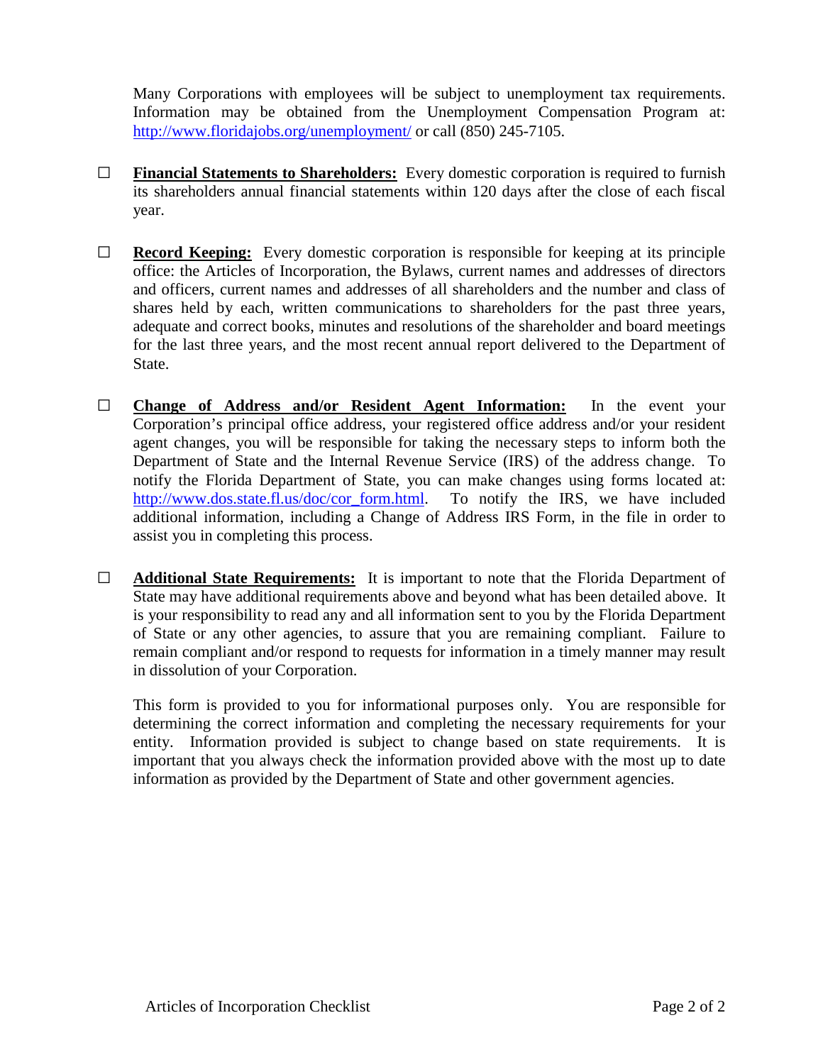Many Corporations with employees will be subject to unemployment tax requirements. Information may be obtained from the Unemployment Compensation Program at: http://www.floridajobs.org/unemployment/ or call (850) 245-7105.

☐ **Financial Statements to Shareholders:** Every domestic corporation is required to furnish its shareholders annual financial statements within 120 days after the close of each fiscal year.

☐ **Record Keeping:** Every domestic corporation is responsible for keeping at its principle office: the Articles of Incorporation, the Bylaws, current names and addresses of directors and officers, current names and addresses of all shareholders and the number and class of shares held by each, written communications to shareholders for the past three years, adequate and correct books, minutes and resolutions of the shareholder and board meetings for the last three years, and the most recent annual report delivered to the Department of State.

☐ **Change of Address and/or Resident Agent Information:** In the event your Corporation's principal office address, your registered office address and/or your resident agent changes, you will be responsible for taking the necessary steps to inform both the Department of State and the Internal Revenue Service (IRS) of the address change. To notify the Florida Department of State, you can make changes using forms located at: http://www.dos.state.fl.us/doc/cor_form.html. To notify the IRS, we have included additional information, including a Change of Address IRS Form, in the file in order to assist you in completing this process.

☐ **Additional State Requirements:** It is important to note that the Florida Department of State may have additional requirements above and beyond what has been detailed above. It is your responsibility to read any and all information sent to you by the Florida Department of State or any other agencies, to assure that you are remaining compliant. Failure to remain compliant and/or respond to requests for information in a timely manner may result in dissolution of your Corporation.

This form is provided to you for informational purposes only. You are responsible for determining the correct information and completing the necessary requirements for your entity. Information provided is subject to change based on state requirements. It is important that you always check the information provided above with the most up to date information as provided by the Department of State and other government agencies.